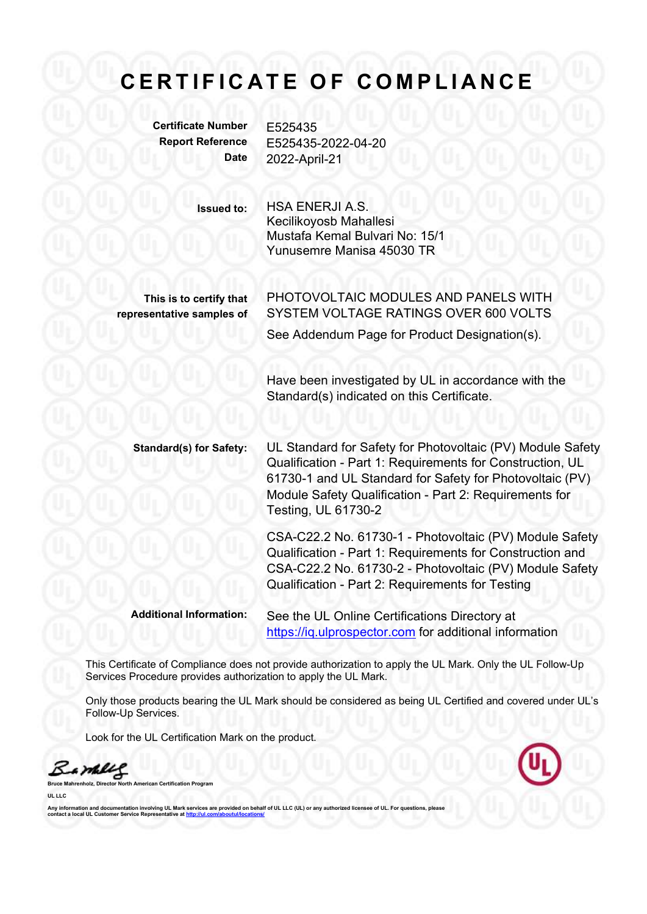# CERTIFICATE OF COMPLIANCE

**Certificate Number** E525435

**Report Reference** E525435-2022-04-20

**Date** 2022-April-21

**Issued to:** HSA ENERJI A.S.
Kecilikoyosb Mahallesi
Mustafa Kemal Bulvari No: 15/1
Yunusemre Manisa 45030 TR

**This is to certify that representative samples of** PHOTOVOLTAIC MODULES AND PANELS WITH SYSTEM VOLTAGE RATINGS OVER 600 VOLTS

See Addendum Page for Product Designation(s).

Have been investigated by UL in accordance with the Standard(s) indicated on this Certificate.

**Standard(s) for Safety:** UL Standard for Safety for Photovoltaic (PV) Module Safety Qualification - Part 1: Requirements for Construction, UL 61730-1 and UL Standard for Safety for Photovoltaic (PV) Module Safety Qualification - Part 2: Requirements for Testing, UL 61730-2

CSA-C22.2 No. 61730-1 - Photovoltaic (PV) Module Safety Qualification - Part 1: Requirements for Construction and CSA-C22.2 No. 61730-2 - Photovoltaic (PV) Module Safety Qualification - Part 2: Requirements for Testing

**Additional Information:** See the UL Online Certifications Directory at https://iq.ulprospector.com for additional information

This Certificate of Compliance does not provide authorization to apply the UL Mark. Only the UL Follow-Up Services Procedure provides authorization to apply the UL Mark.

Only those products bearing the UL Mark should be considered as being UL Certified and covered under UL's Follow-Up Services.

Look for the UL Certification Mark on the product.

Bruce Mahrenholz, Director North American Certification Program

UL LLC

Any information and documentation involving UL Mark services are provided on behalf of UL LLC (UL) or any authorized licensee of UL. For questions, please contact a local UL Customer Service Representative at http://ul.com/aboutul/locations/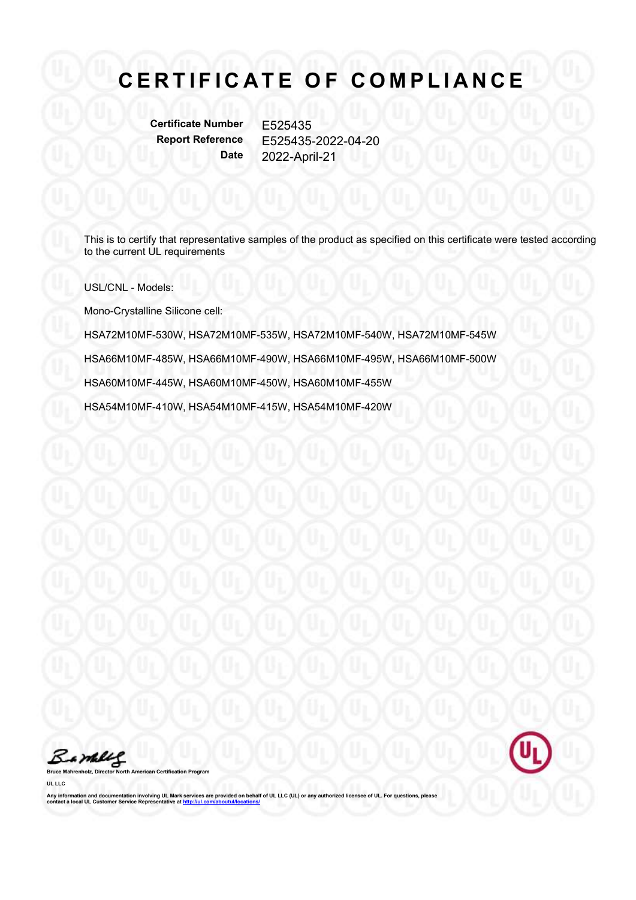# CERTIFICATE OF COMPLIANCE

| | |
|---|---|
| **Certificate Number** | E525435 |
| **Report Reference** | E525435-2022-04-20 |
| **Date** | 2022-April-21 |

This is to certify that representative samples of the product as specified on this certificate were tested according to the current UL requirements

USL/CNL - Models:

Mono-Crystalline Silicone cell:

HSA72M10MF-530W, HSA72M10MF-535W, HSA72M10MF-540W, HSA72M10MF-545W

HSA66M10MF-485W, HSA66M10MF-490W, HSA66M10MF-495W, HSA66M10MF-500W

HSA60M10MF-445W, HSA60M10MF-450W, HSA60M10MF-455W

HSA54M10MF-410W, HSA54M10MF-415W, HSA54M10MF-420W

**Bruce Mahrenholz, Director North American Certification Program**

**UL LLC**

**Any information and documentation involving UL Mark services are provided on behalf of UL LLC (UL) or any authorized licensee of UL. For questions, please contact a local UL Customer Service Representative at http://ul.com/aboutul/locations/**